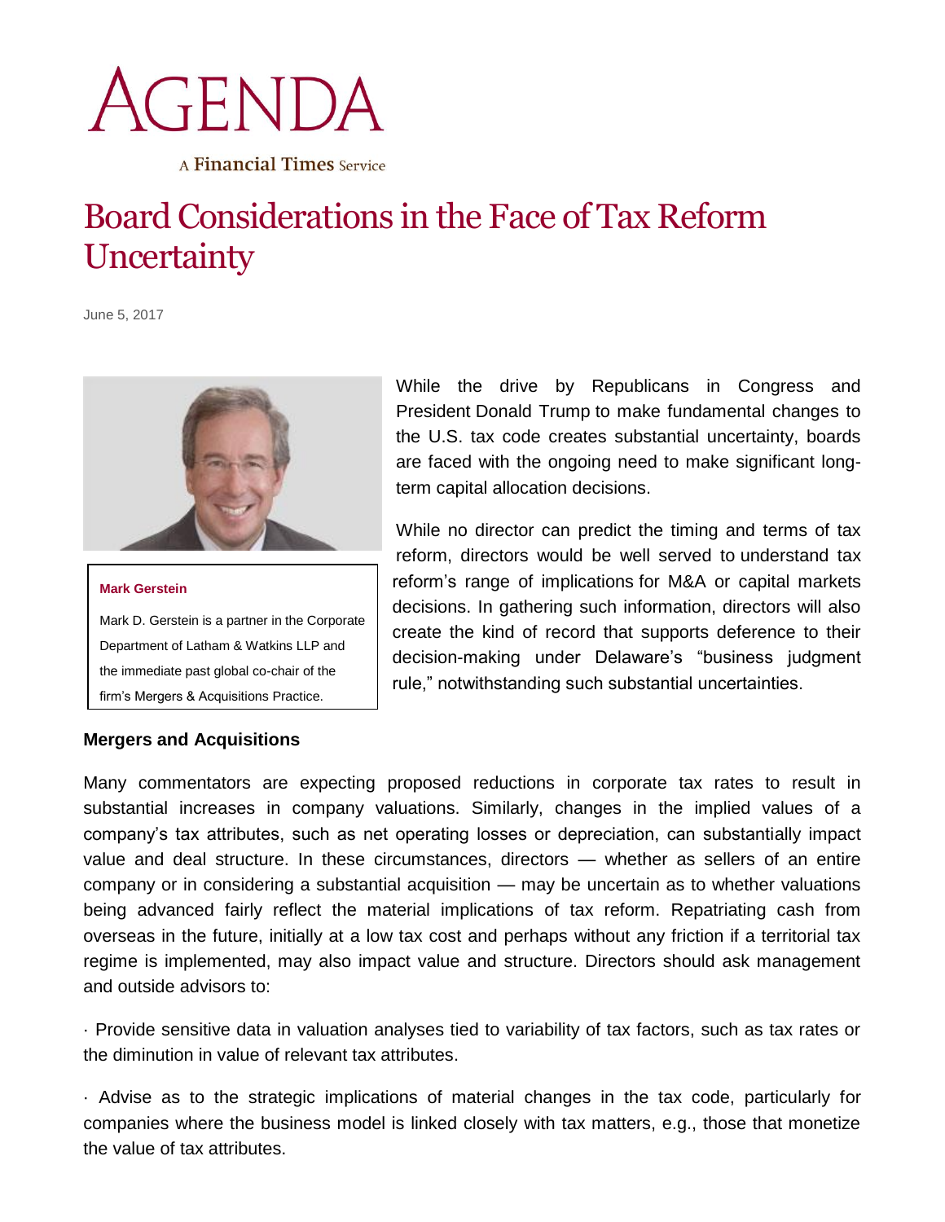# AGENDA

A Financial Times Service

# Board Considerations in the Face of Tax Reform Uncertainty

June 5, 2017

**Mark Gerstein**

Mark D. Gerstein is a partner in the Corporate Department of Latham & Watkins LLP and the immediate past global co-chair of the firm's Mergers & Acquisitions Practice.

While the drive by Republicans in Congress and President Donald Trump to make fundamental changes to the U.S. tax code creates substantial uncertainty, boards are faced with the ongoing need to make significant long-term capital allocation decisions.

While no director can predict the timing and terms of tax reform, directors would be well served to understand tax reform's range of implications for M&A or capital markets decisions. In gathering such information, directors will also create the kind of record that supports deference to their decision-making under Delaware's "business judgment rule," notwithstanding such substantial uncertainties.

**Mergers and Acquisitions**

Many commentators are expecting proposed reductions in corporate tax rates to result in substantial increases in company valuations. Similarly, changes in the implied values of a company's tax attributes, such as net operating losses or depreciation, can substantially impact value and deal structure. In these circumstances, directors — whether as sellers of an entire company or in considering a substantial acquisition — may be uncertain as to whether valuations being advanced fairly reflect the material implications of tax reform. Repatriating cash from overseas in the future, initially at a low tax cost and perhaps without any friction if a territorial tax regime is implemented, may also impact value and structure. Directors should ask management and outside advisors to:

· Provide sensitive data in valuation analyses tied to variability of tax factors, such as tax rates or the diminution in value of relevant tax attributes.

· Advise as to the strategic implications of material changes in the tax code, particularly for companies where the business model is linked closely with tax matters, e.g., those that monetize the value of tax attributes.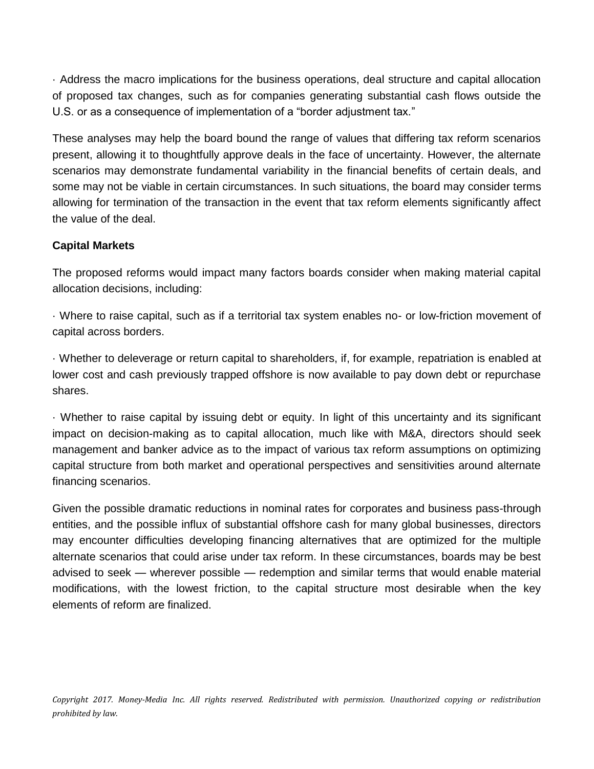· Address the macro implications for the business operations, deal structure and capital allocation of proposed tax changes, such as for companies generating substantial cash flows outside the U.S. or as a consequence of implementation of a "border adjustment tax."

These analyses may help the board bound the range of values that differing tax reform scenarios present, allowing it to thoughtfully approve deals in the face of uncertainty. However, the alternate scenarios may demonstrate fundamental variability in the financial benefits of certain deals, and some may not be viable in certain circumstances. In such situations, the board may consider terms allowing for termination of the transaction in the event that tax reform elements significantly affect the value of the deal.

**Capital Markets**

The proposed reforms would impact many factors boards consider when making material capital allocation decisions, including:

· Where to raise capital, such as if a territorial tax system enables no- or low-friction movement of capital across borders.

· Whether to deleverage or return capital to shareholders, if, for example, repatriation is enabled at lower cost and cash previously trapped offshore is now available to pay down debt or repurchase shares.

· Whether to raise capital by issuing debt or equity. In light of this uncertainty and its significant impact on decision-making as to capital allocation, much like with M&A, directors should seek management and banker advice as to the impact of various tax reform assumptions on optimizing capital structure from both market and operational perspectives and sensitivities around alternate financing scenarios.

Given the possible dramatic reductions in nominal rates for corporates and business pass-through entities, and the possible influx of substantial offshore cash for many global businesses, directors may encounter difficulties developing financing alternatives that are optimized for the multiple alternate scenarios that could arise under tax reform. In these circumstances, boards may be best advised to seek — wherever possible — redemption and similar terms that would enable material modifications, with the lowest friction, to the capital structure most desirable when the key elements of reform are finalized.

*Copyright 2017. Money-Media Inc. All rights reserved. Redistributed with permission. Unauthorized copying or redistribution prohibited by law.*